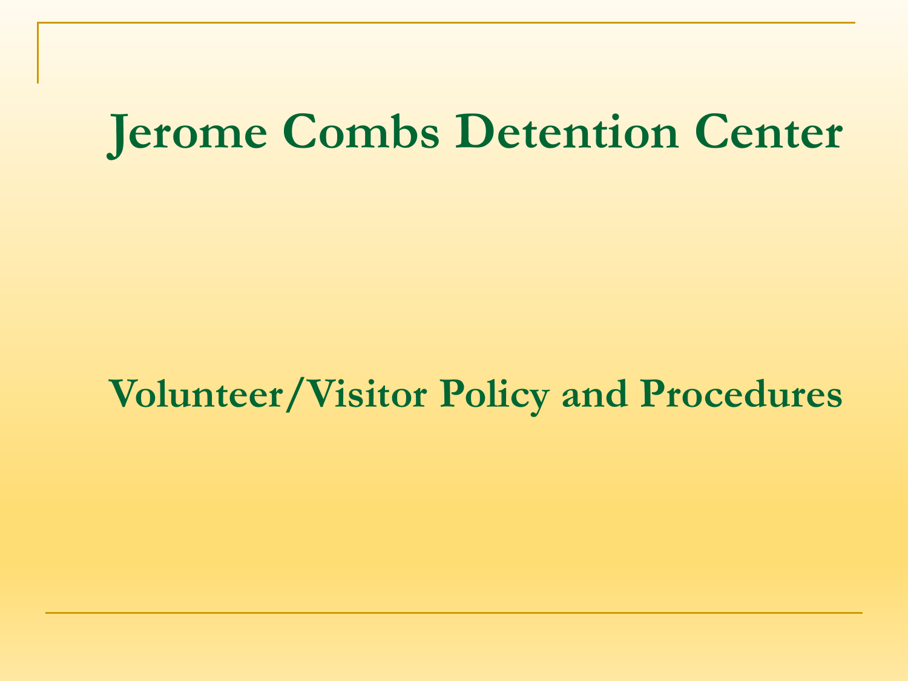# Jerome Combs Detention Center

## Volunteer/Visitor Policy and Procedures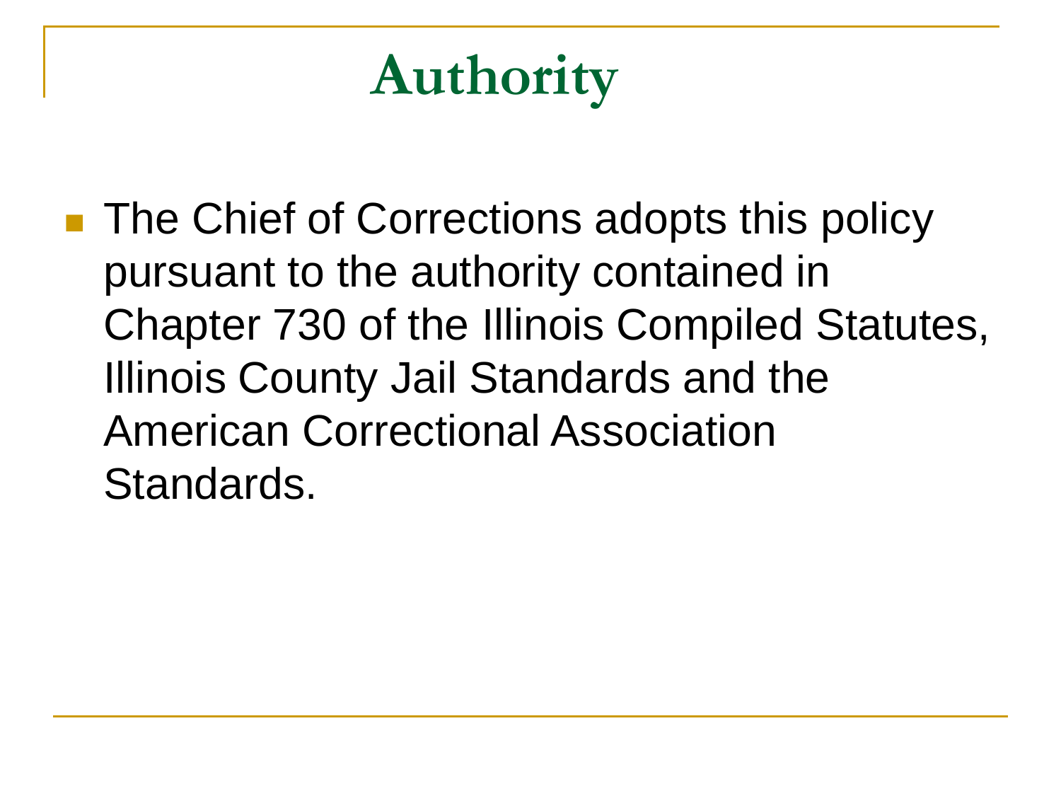# Authority

- The Chief of Corrections adopts this policy pursuant to the authority contained in Chapter 730 of the Illinois Compiled Statutes, Illinois County Jail Standards and the American Correctional Association Standards.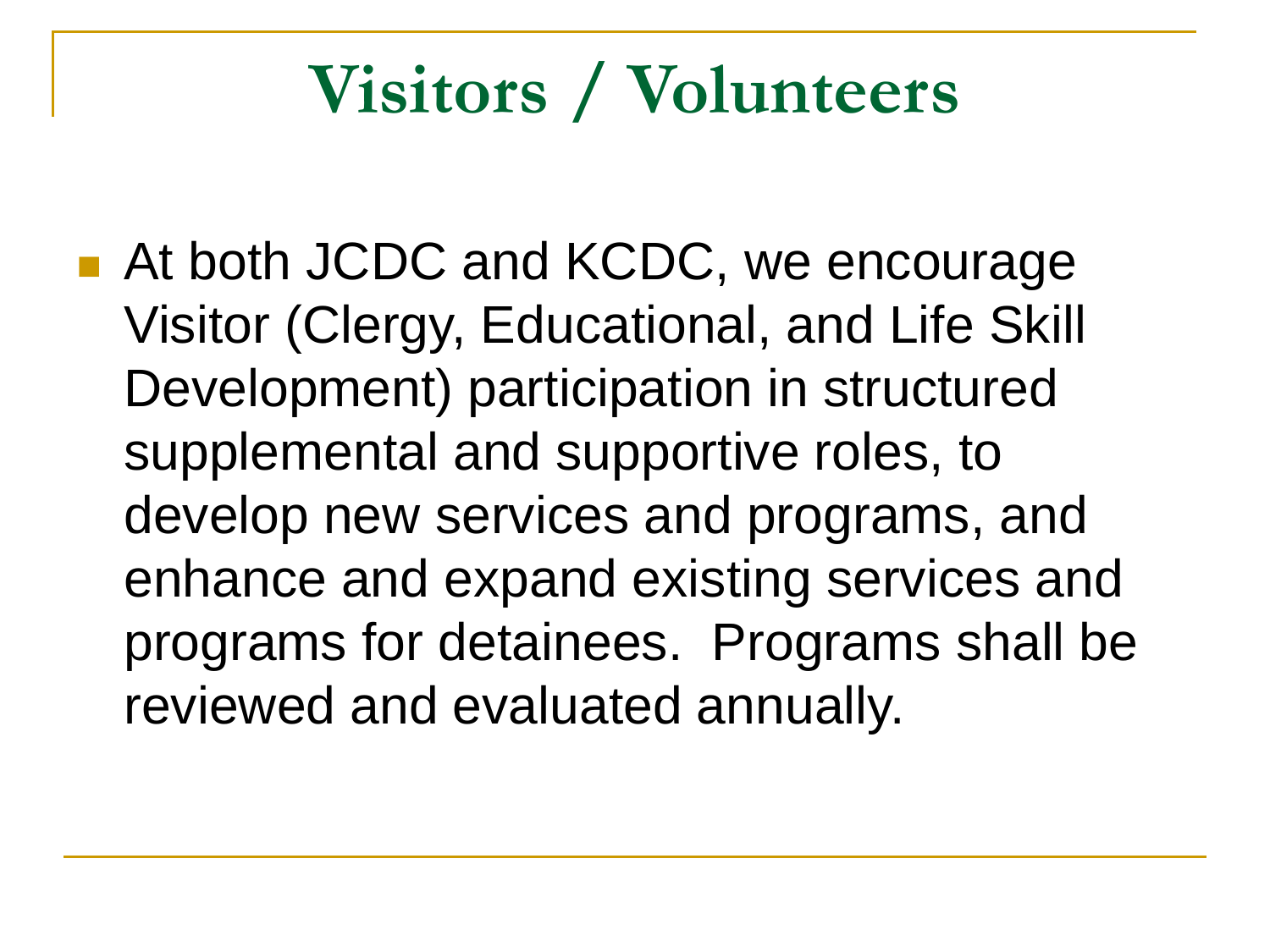# Visitors / Volunteers

- At both JCDC and KCDC, we encourage Visitor (Clergy, Educational, and Life Skill Development) participation in structured supplemental and supportive roles, to develop new services and programs, and enhance and expand existing services and programs for detainees. Programs shall be reviewed and evaluated annually.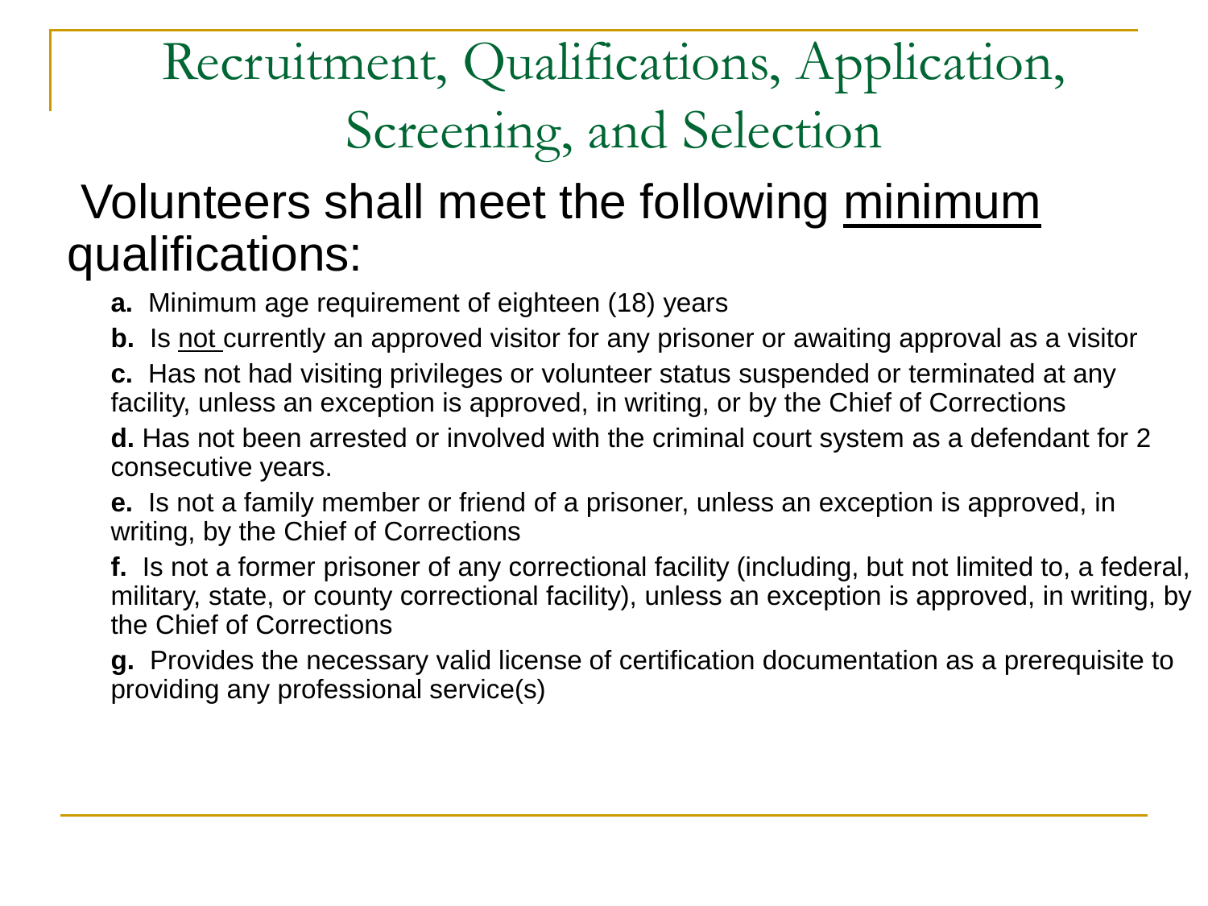# Recruitment, Qualifications, Application, Screening, and Selection

Volunteers shall meet the following <u>minimum</u> qualifications:

**a.** Minimum age requirement of eighteen (18) years

**b.** Is <u>not</u> currently an approved visitor for any prisoner or awaiting approval as a visitor

**c.** Has not had visiting privileges or volunteer status suspended or terminated at any facility, unless an exception is approved, in writing, or by the Chief of Corrections

**d.** Has not been arrested or involved with the criminal court system as a defendant for 2 consecutive years.

**e.** Is not a family member or friend of a prisoner, unless an exception is approved, in writing, by the Chief of Corrections

**f.** Is not a former prisoner of any correctional facility (including, but not limited to, a federal, military, state, or county correctional facility), unless an exception is approved, in writing, by the Chief of Corrections

**g.** Provides the necessary valid license of certification documentation as a prerequisite to providing any professional service(s)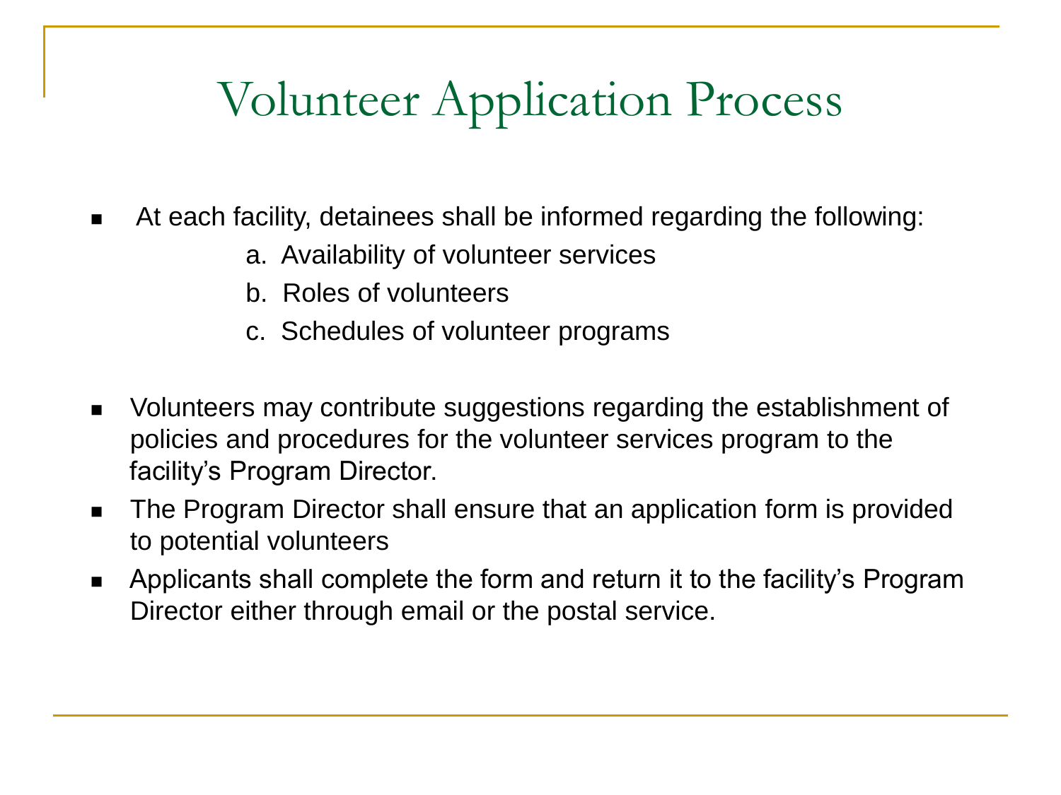# Volunteer Application Process

- At each facility, detainees shall be informed regarding the following:
  - a. Availability of volunteer services
  - b. Roles of volunteers
  - c. Schedules of volunteer programs

- Volunteers may contribute suggestions regarding the establishment of policies and procedures for the volunteer services program to the facility's Program Director.
- The Program Director shall ensure that an application form is provided to potential volunteers
- Applicants shall complete the form and return it to the facility's Program Director either through email or the postal service.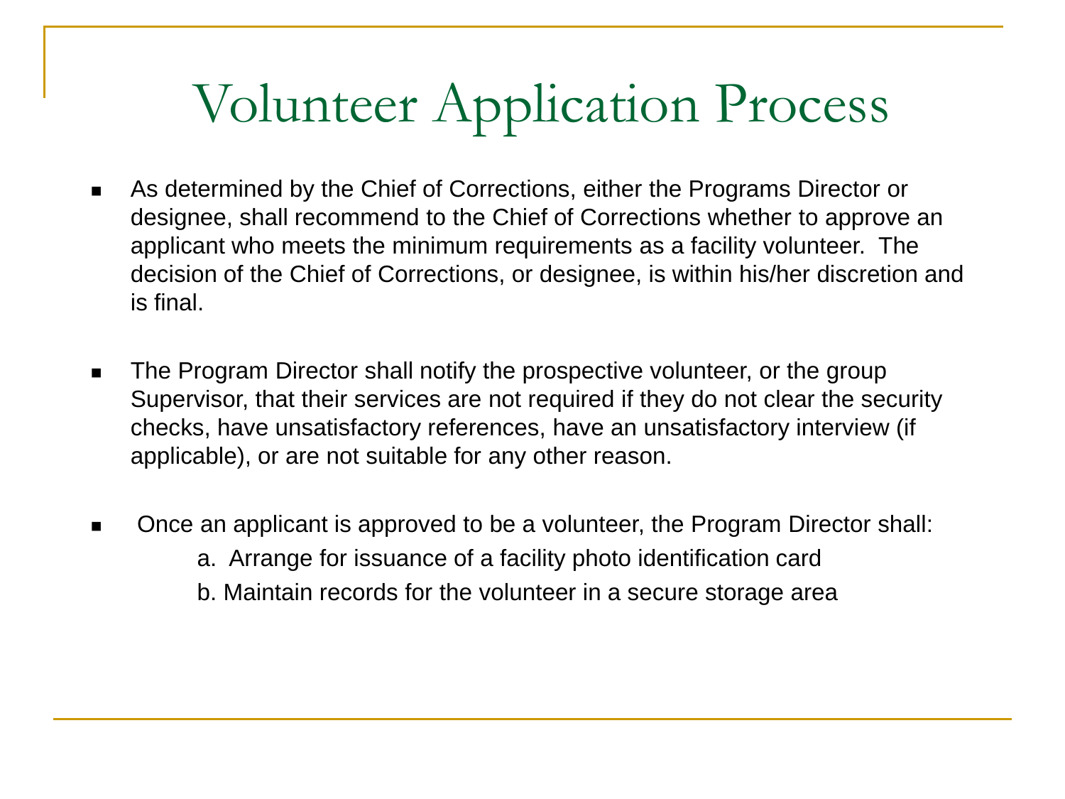# Volunteer Application Process

- As determined by the Chief of Corrections, either the Programs Director or designee, shall recommend to the Chief of Corrections whether to approve an applicant who meets the minimum requirements as a facility volunteer. The decision of the Chief of Corrections, or designee, is within his/her discretion and is final.

- The Program Director shall notify the prospective volunteer, or the group Supervisor, that their services are not required if they do not clear the security checks, have unsatisfactory references, have an unsatisfactory interview (if applicable), or are not suitable for any other reason.

- Once an applicant is approved to be a volunteer, the Program Director shall:
  - a. Arrange for issuance of a facility photo identification card
  - b. Maintain records for the volunteer in a secure storage area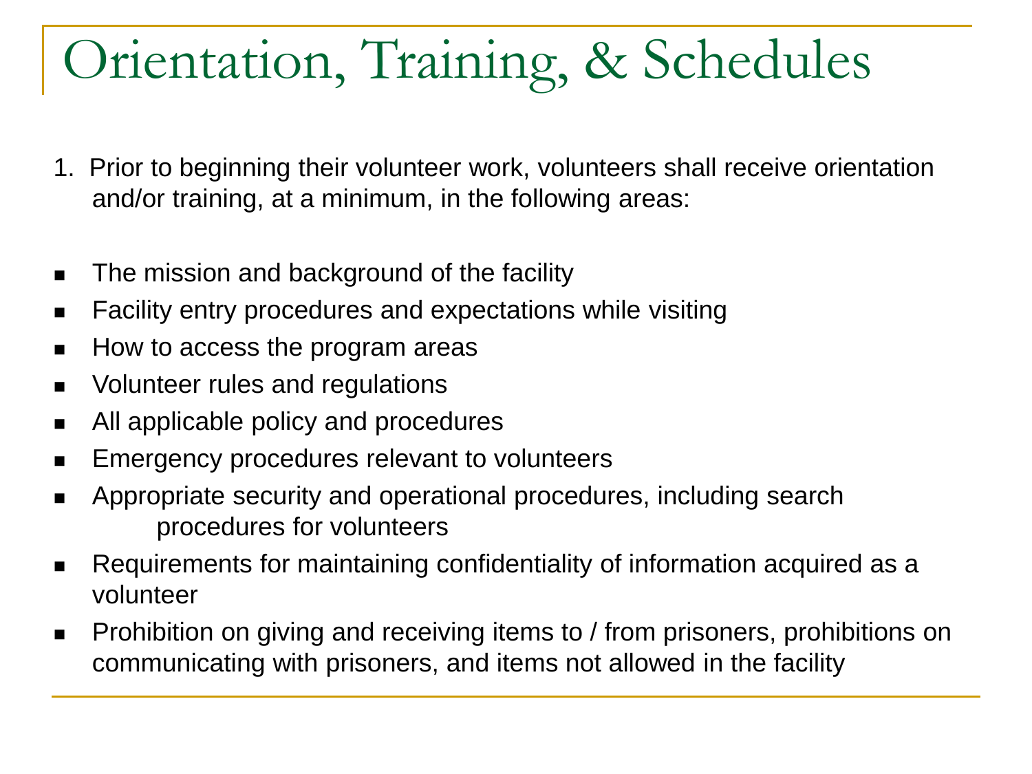# Orientation, Training, & Schedules

1. Prior to beginning their volunteer work, volunteers shall receive orientation and/or training, at a minimum, in the following areas:

- The mission and background of the facility
- Facility entry procedures and expectations while visiting
- How to access the program areas
- Volunteer rules and regulations
- All applicable policy and procedures
- Emergency procedures relevant to volunteers
- Appropriate security and operational procedures, including search procedures for volunteers
- Requirements for maintaining confidentiality of information acquired as a volunteer
- Prohibition on giving and receiving items to / from prisoners, prohibitions on communicating with prisoners, and items not allowed in the facility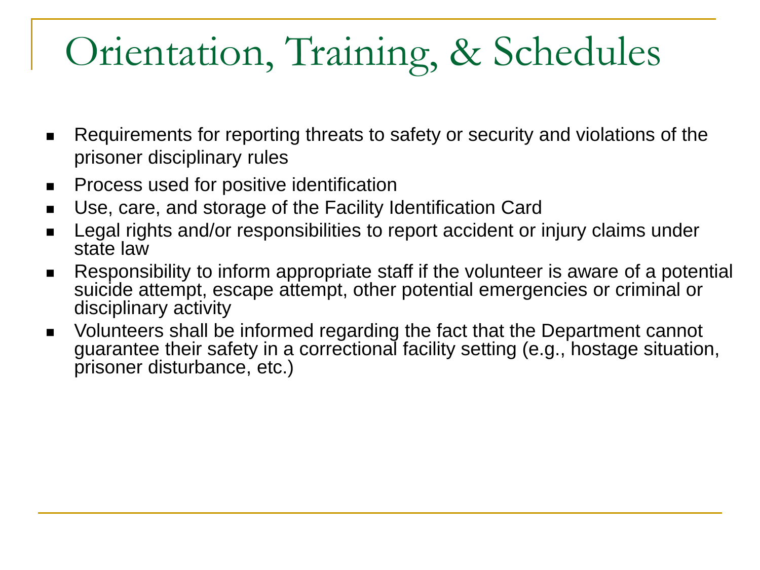# Orientation, Training, & Schedules

- Requirements for reporting threats to safety or security and violations of the prisoner disciplinary rules
- Process used for positive identification
- Use, care, and storage of the Facility Identification Card
- Legal rights and/or responsibilities to report accident or injury claims under state law
- Responsibility to inform appropriate staff if the volunteer is aware of a potential suicide attempt, escape attempt, other potential emergencies or criminal or disciplinary activity
- Volunteers shall be informed regarding the fact that the Department cannot guarantee their safety in a correctional facility setting (e.g., hostage situation, prisoner disturbance, etc.)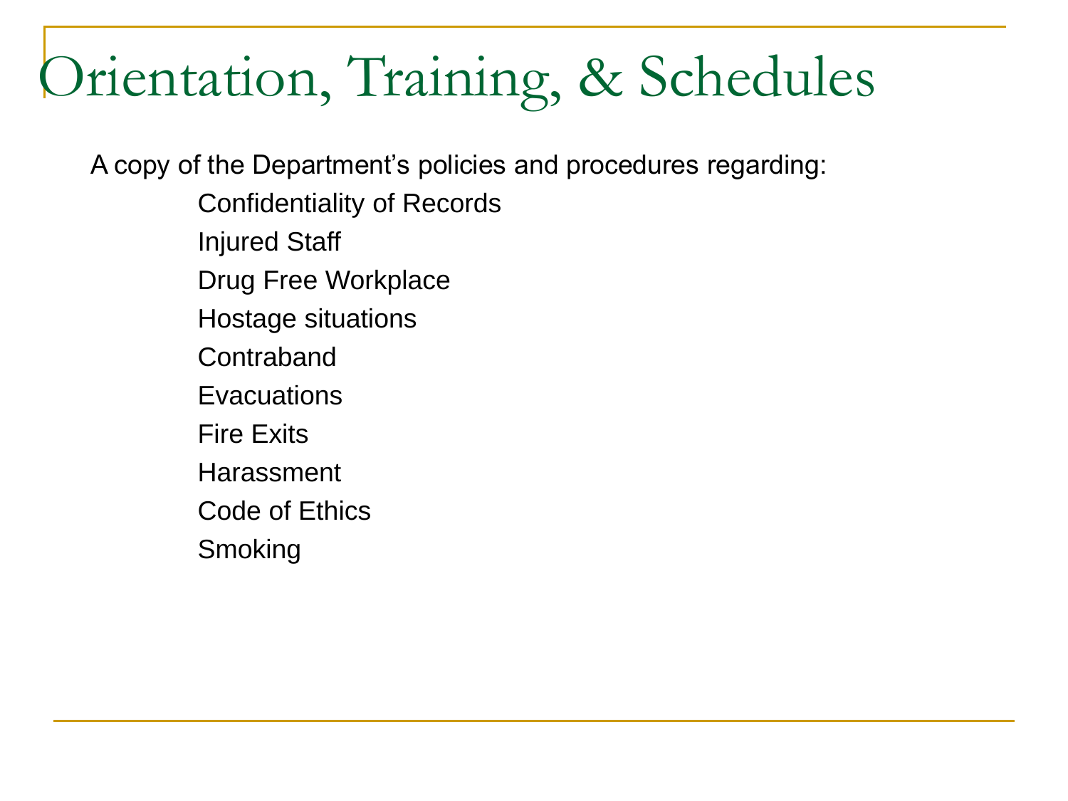# Orientation, Training, & Schedules

A copy of the Department's policies and procedures regarding:

- Confidentiality of Records
- Injured Staff
- Drug Free Workplace
- Hostage situations
- Contraband
- Evacuations
- Fire Exits
- Harassment
- Code of Ethics
- Smoking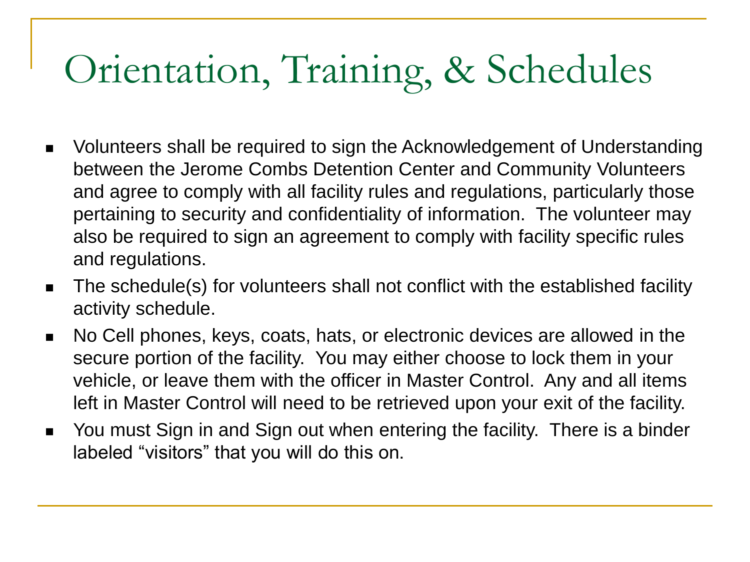# Orientation, Training, & Schedules

- Volunteers shall be required to sign the Acknowledgement of Understanding between the Jerome Combs Detention Center and Community Volunteers and agree to comply with all facility rules and regulations, particularly those pertaining to security and confidentiality of information. The volunteer may also be required to sign an agreement to comply with facility specific rules and regulations.
- The schedule(s) for volunteers shall not conflict with the established facility activity schedule.
- No Cell phones, keys, coats, hats, or electronic devices are allowed in the secure portion of the facility. You may either choose to lock them in your vehicle, or leave them with the officer in Master Control. Any and all items left in Master Control will need to be retrieved upon your exit of the facility.
- You must Sign in and Sign out when entering the facility. There is a binder labeled "visitors" that you will do this on.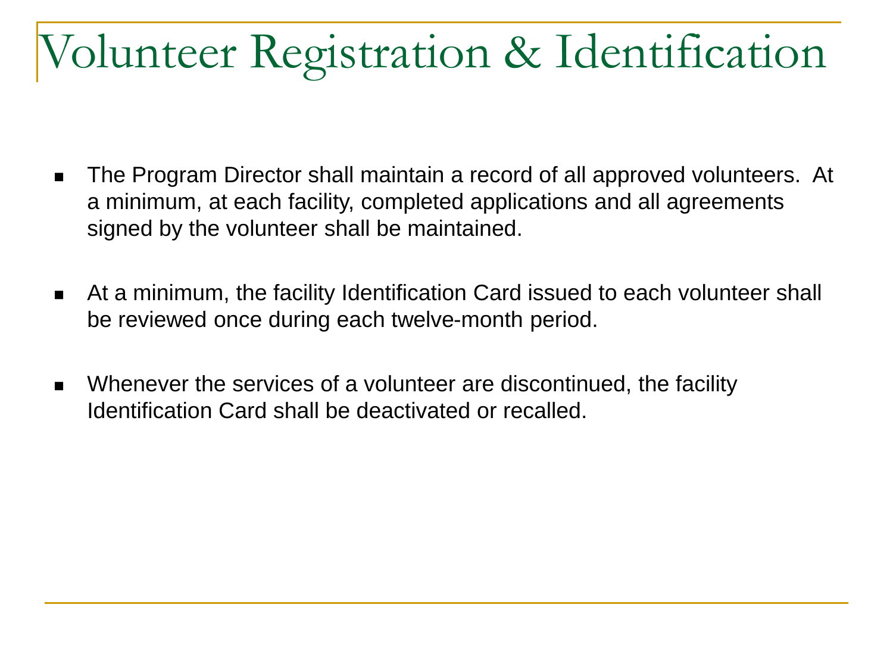# Volunteer Registration & Identification

- The Program Director shall maintain a record of all approved volunteers.  At a minimum, at each facility, completed applications and all agreements signed by the volunteer shall be maintained.

- At a minimum, the facility Identification Card issued to each volunteer shall be reviewed once during each twelve-month period.

- Whenever the services of a volunteer are discontinued, the facility Identification Card shall be deactivated or recalled.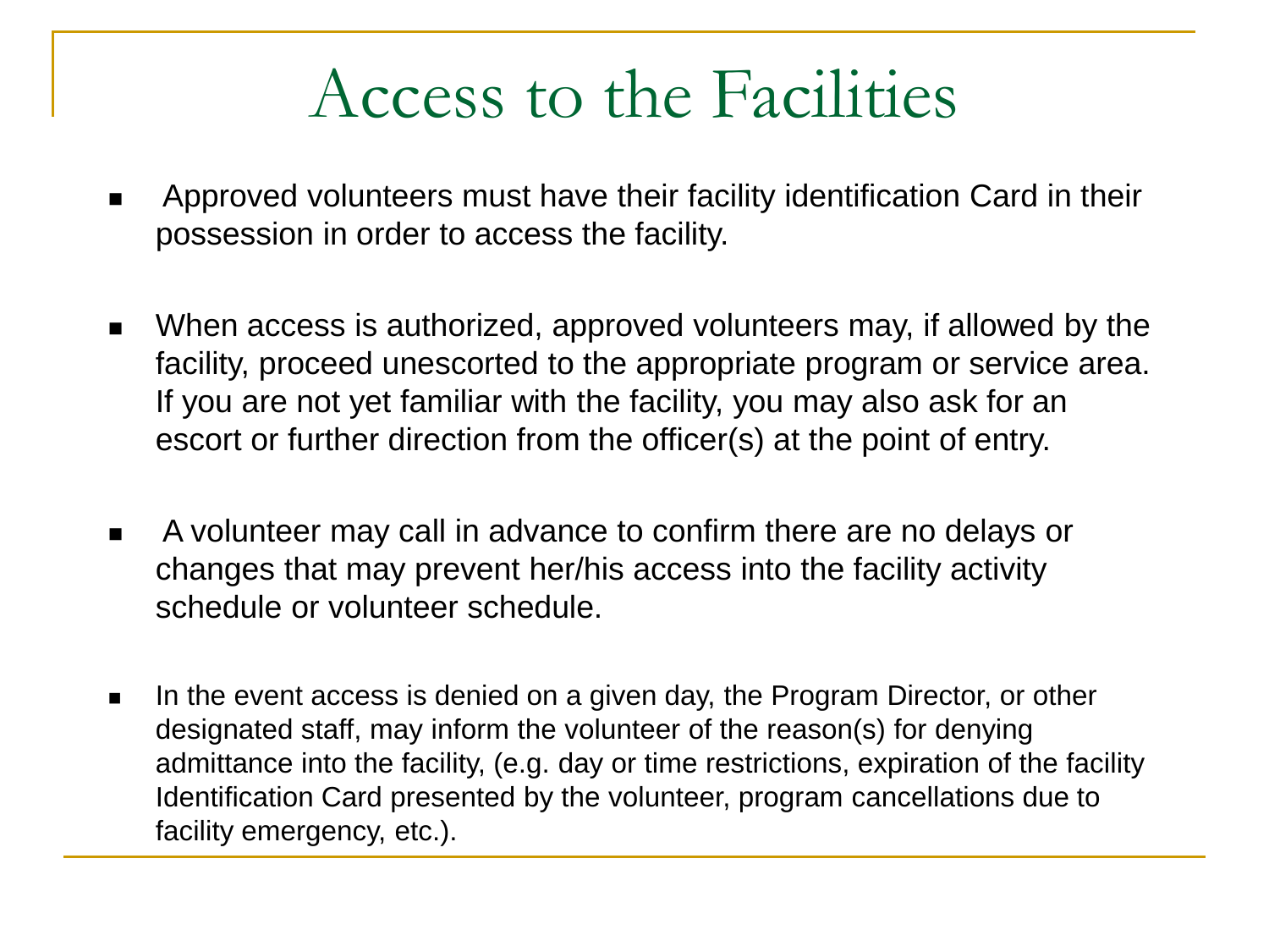# Access to the Facilities

- Approved volunteers must have their facility identification Card in their possession in order to access the facility.

- When access is authorized, approved volunteers may, if allowed by the facility, proceed unescorted to the appropriate program or service area. If you are not yet familiar with the facility, you may also ask for an escort or further direction from the officer(s) at the point of entry.

- A volunteer may call in advance to confirm there are no delays or changes that may prevent her/his access into the facility activity schedule or volunteer schedule.

- In the event access is denied on a given day, the Program Director, or other designated staff, may inform the volunteer of the reason(s) for denying admittance into the facility, (e.g. day or time restrictions, expiration of the facility Identification Card presented by the volunteer, program cancellations due to facility emergency, etc.).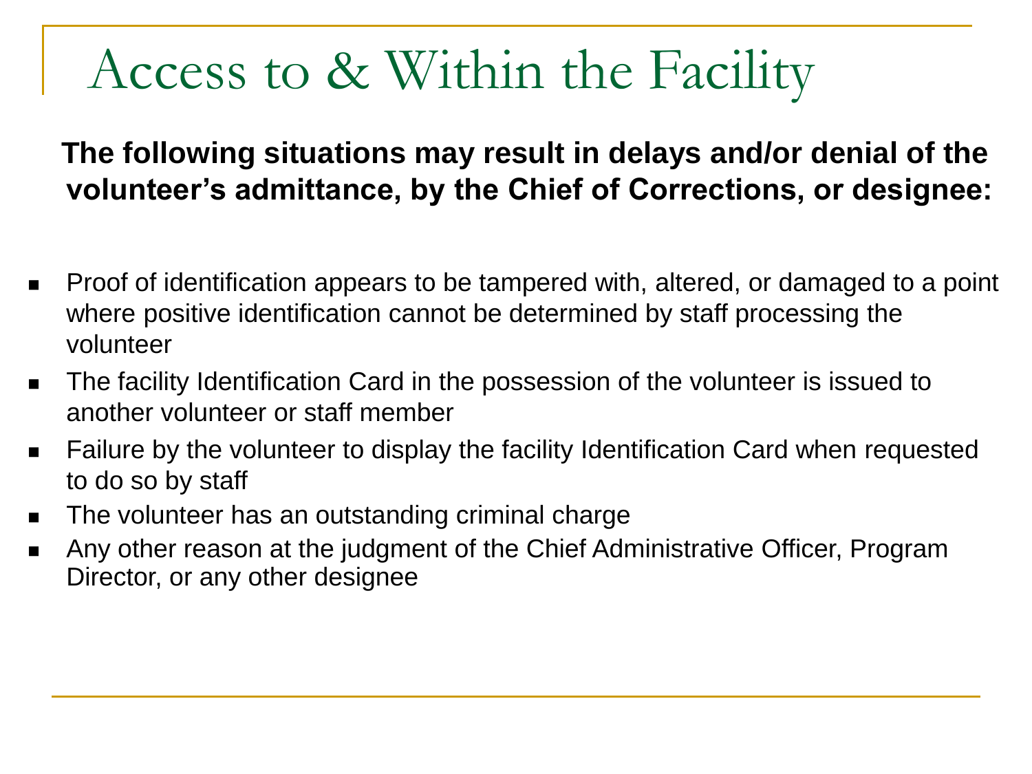# Access to & Within the Facility

**The following situations may result in delays and/or denial of the volunteer's admittance, by the Chief of Corrections, or designee:**

- Proof of identification appears to be tampered with, altered, or damaged to a point where positive identification cannot be determined by staff processing the volunteer
- The facility Identification Card in the possession of the volunteer is issued to another volunteer or staff member
- Failure by the volunteer to display the facility Identification Card when requested to do so by staff
- The volunteer has an outstanding criminal charge
- Any other reason at the judgment of the Chief Administrative Officer, Program Director, or any other designee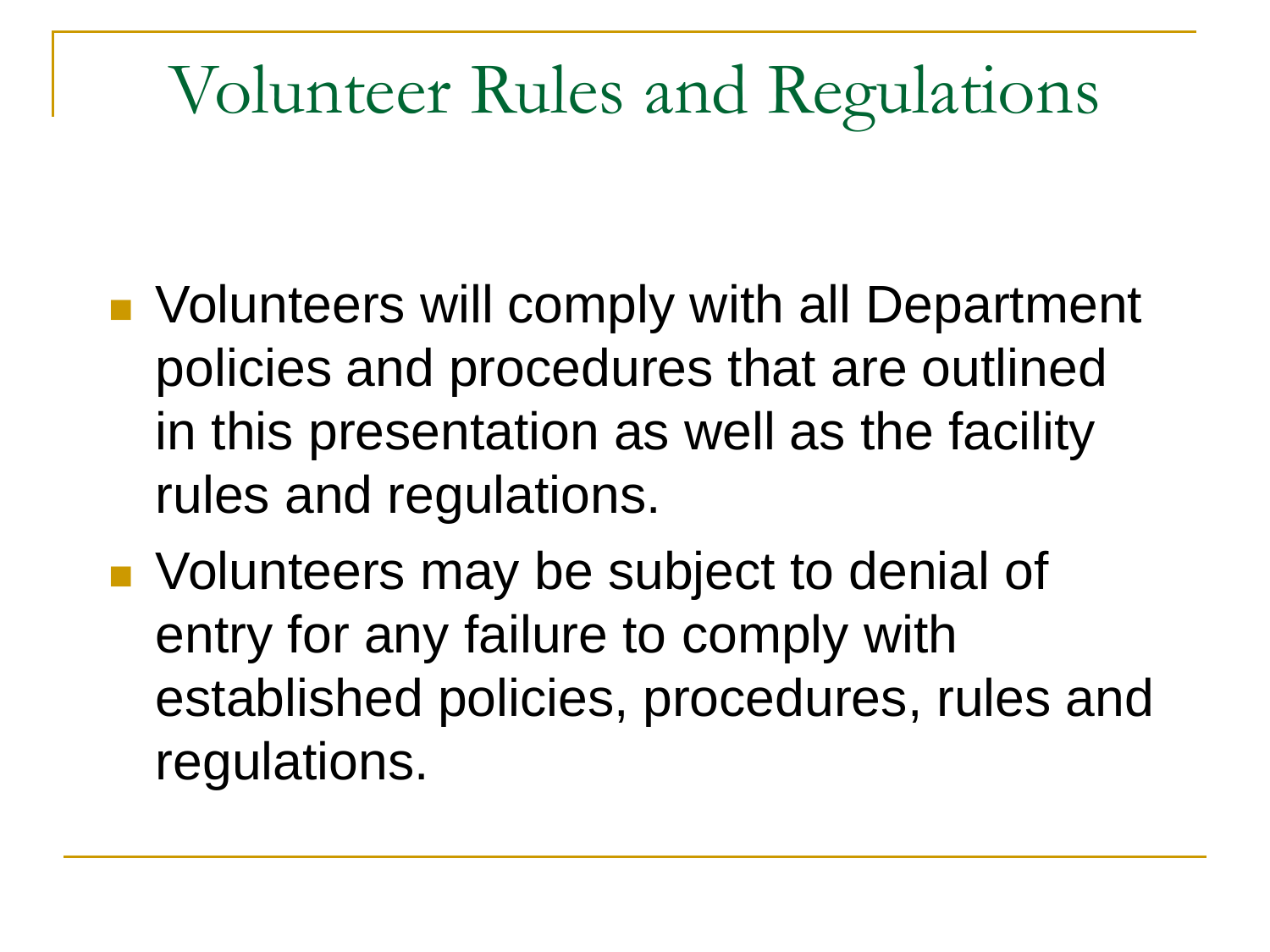# Volunteer Rules and Regulations

- Volunteers will comply with all Department policies and procedures that are outlined in this presentation as well as the facility rules and regulations.
- Volunteers may be subject to denial of entry for any failure to comply with established policies, procedures, rules and regulations.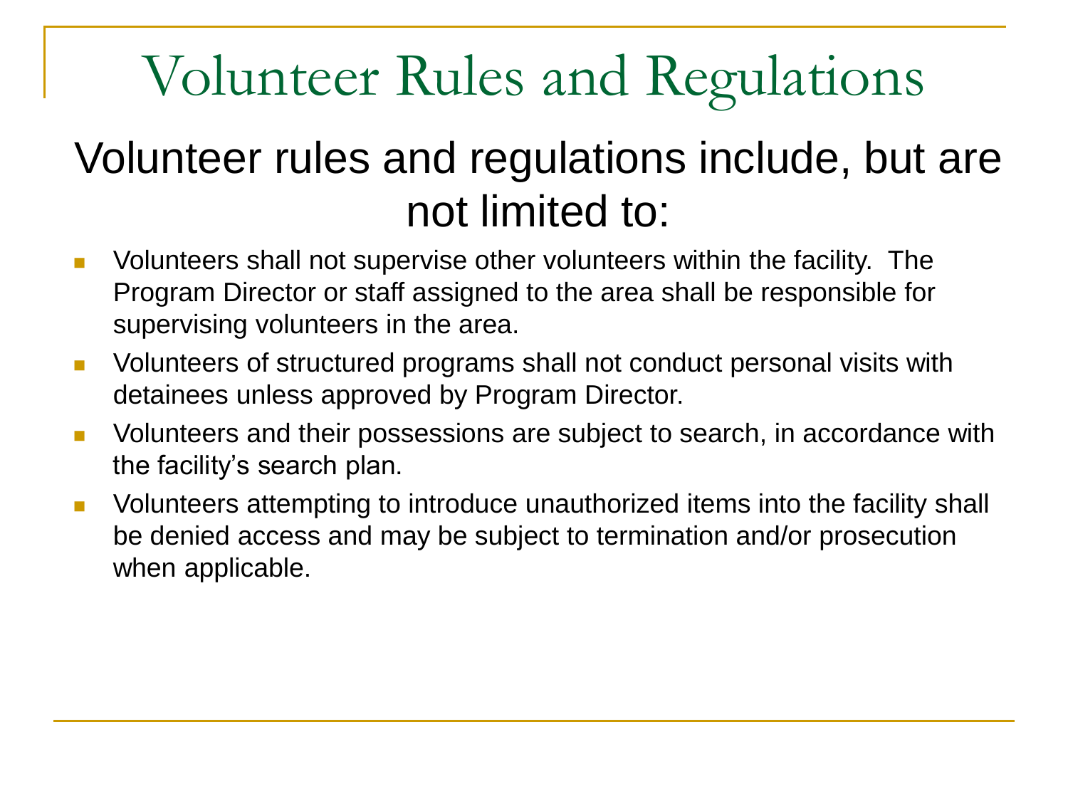# Volunteer Rules and Regulations

## Volunteer rules and regulations include, but are not limited to:

- Volunteers shall not supervise other volunteers within the facility. The Program Director or staff assigned to the area shall be responsible for supervising volunteers in the area.
- Volunteers of structured programs shall not conduct personal visits with detainees unless approved by Program Director.
- Volunteers and their possessions are subject to search, in accordance with the facility's search plan.
- Volunteers attempting to introduce unauthorized items into the facility shall be denied access and may be subject to termination and/or prosecution when applicable.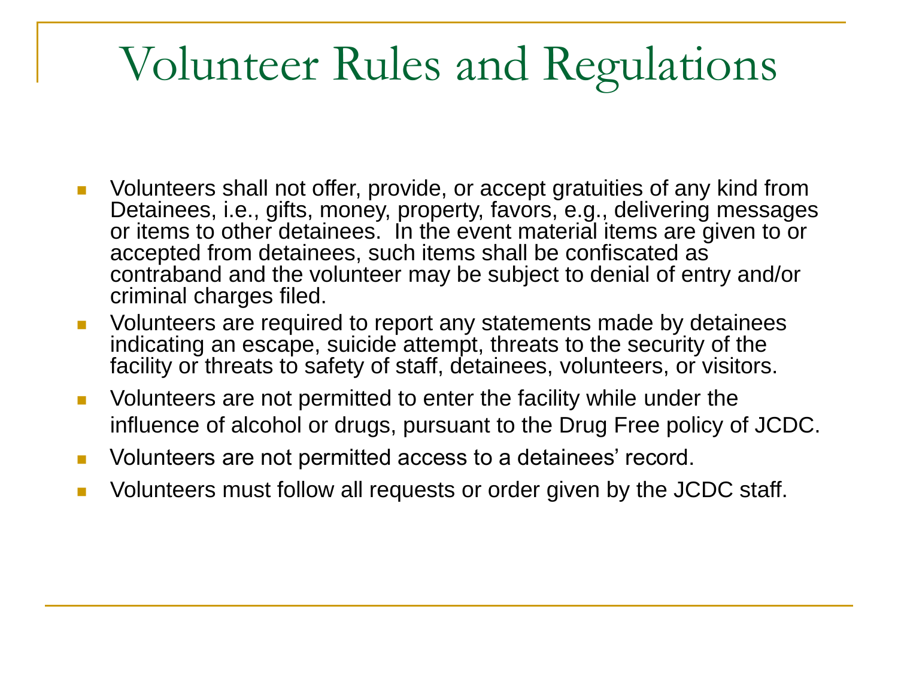# Volunteer Rules and Regulations

- Volunteers shall not offer, provide, or accept gratuities of any kind from Detainees, i.e., gifts, money, property, favors, e.g., delivering messages or items to other detainees. In the event material items are given to or accepted from detainees, such items shall be confiscated as contraband and the volunteer may be subject to denial of entry and/or criminal charges filed.
- Volunteers are required to report any statements made by detainees indicating an escape, suicide attempt, threats to the security of the facility or threats to safety of staff, detainees, volunteers, or visitors.
- Volunteers are not permitted to enter the facility while under the influence of alcohol or drugs, pursuant to the Drug Free policy of JCDC.
- Volunteers are not permitted access to a detainees' record.
- Volunteers must follow all requests or order given by the JCDC staff.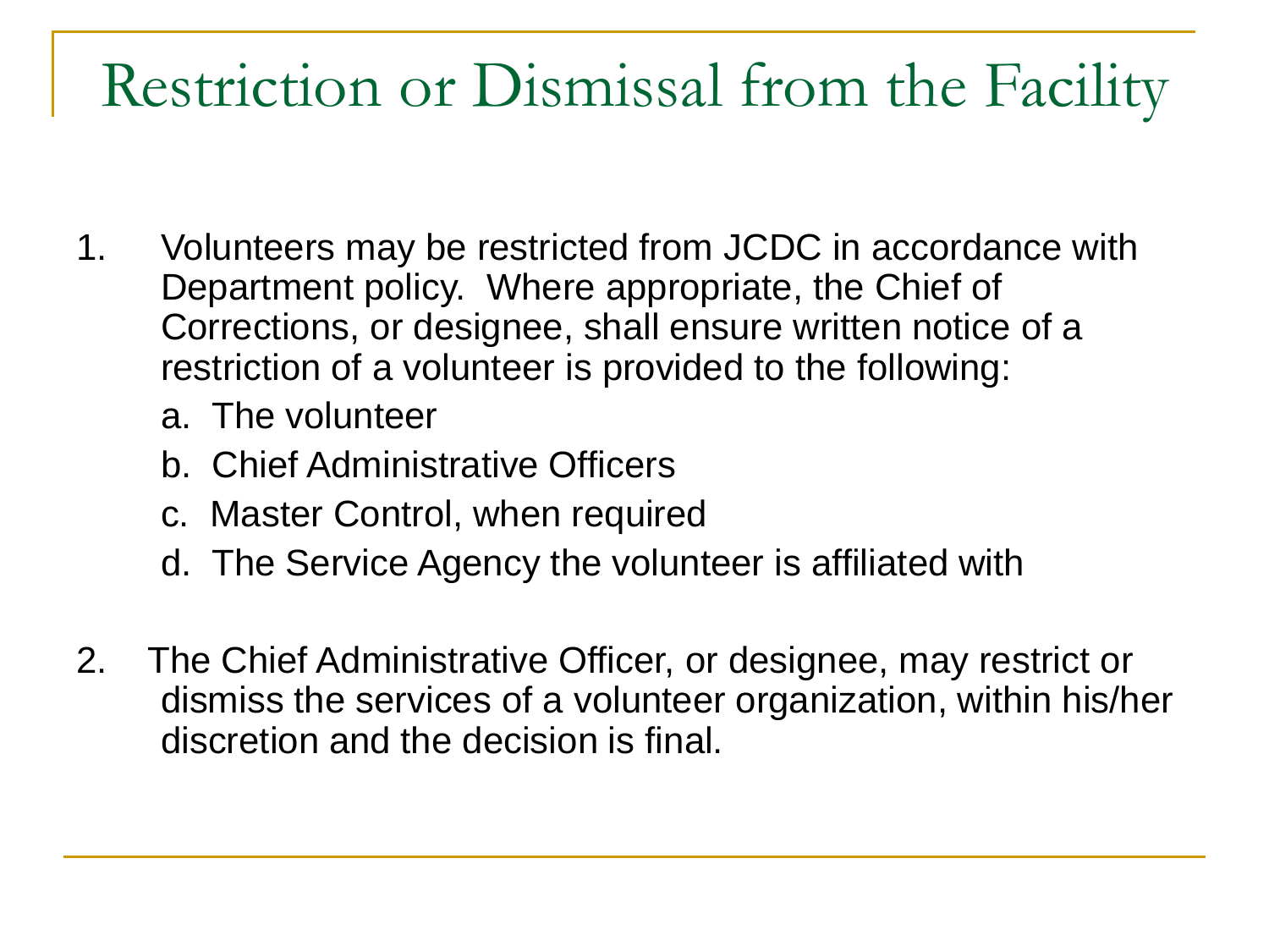# Restriction or Dismissal from the Facility

1. Volunteers may be restricted from JCDC in accordance with Department policy. Where appropriate, the Chief of Corrections, or designee, shall ensure written notice of a restriction of a volunteer is provided to the following:
   a. The volunteer
   b. Chief Administrative Officers
   c. Master Control, when required
   d. The Service Agency the volunteer is affiliated with

2. The Chief Administrative Officer, or designee, may restrict or dismiss the services of a volunteer organization, within his/her discretion and the decision is final.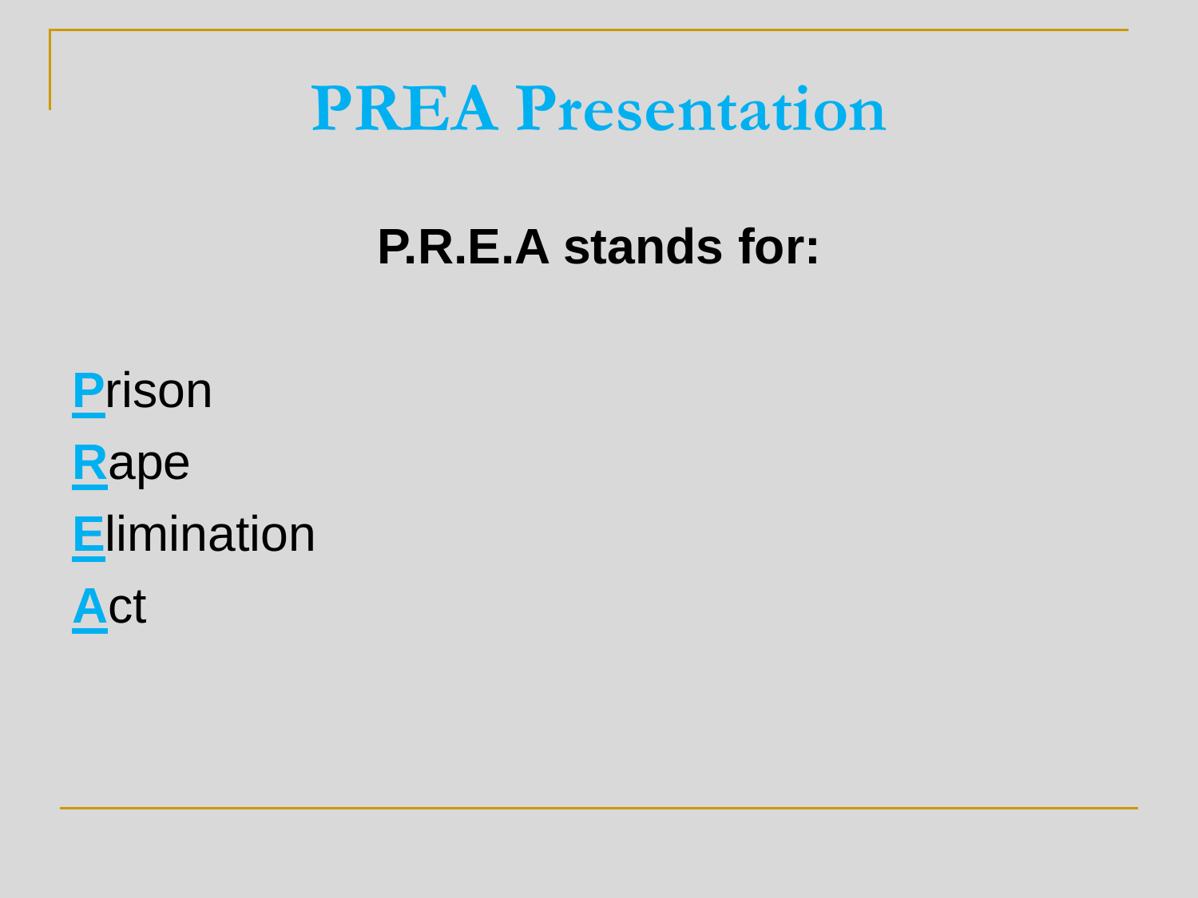# PREA Presentation

**P.R.E.A stands for:**

**P**rison

**R**ape

**E**limination

**A**ct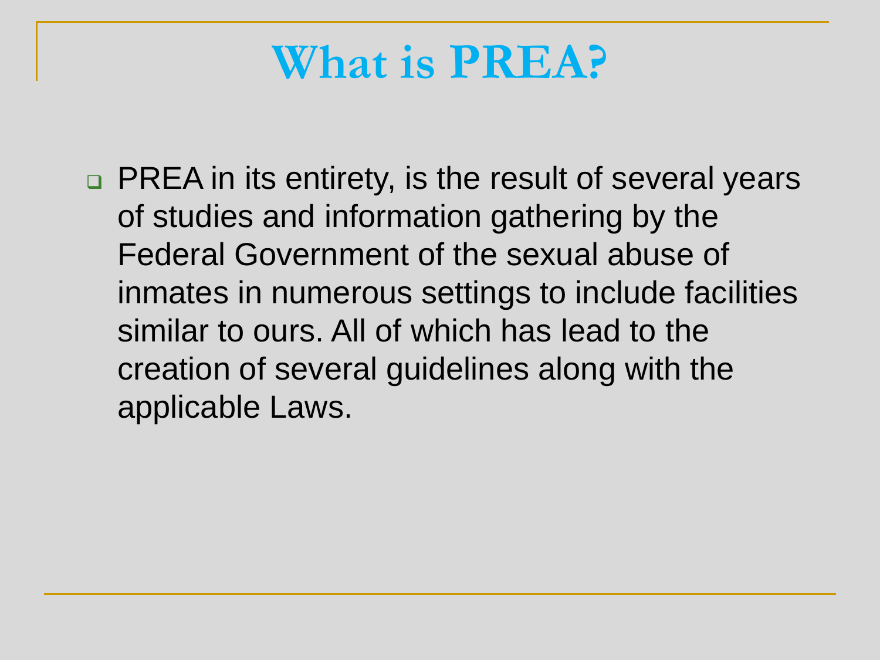# What is PREA?

- PREA in its entirety, is the result of several years of studies and information gathering by the Federal Government of the sexual abuse of inmates in numerous settings to include facilities similar to ours. All of which has lead to the creation of several guidelines along with the applicable Laws.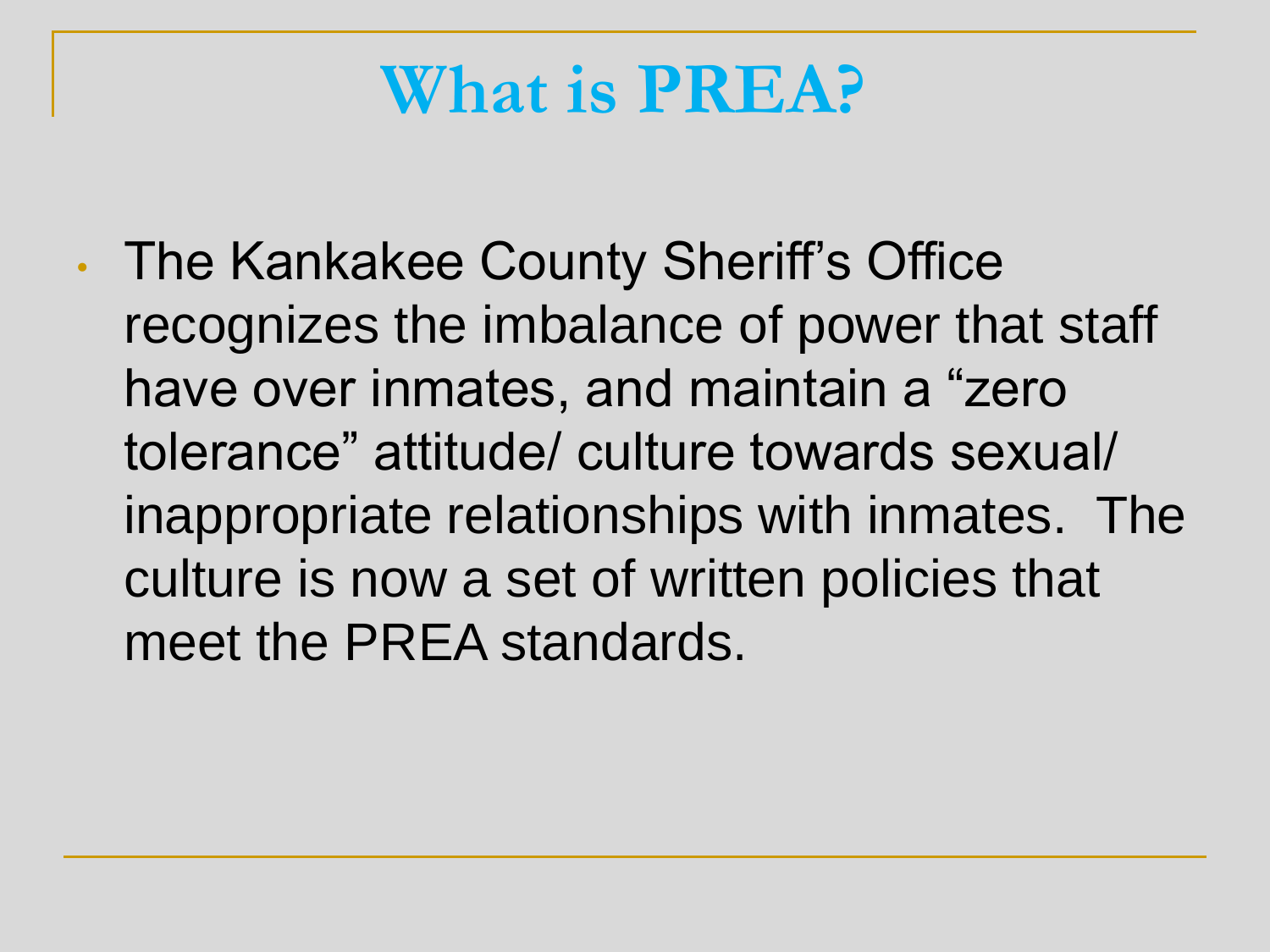# What is PREA?

- The Kankakee County Sheriff's Office recognizes the imbalance of power that staff have over inmates, and maintain a "zero tolerance" attitude/ culture towards sexual/ inappropriate relationships with inmates. The culture is now a set of written policies that meet the PREA standards.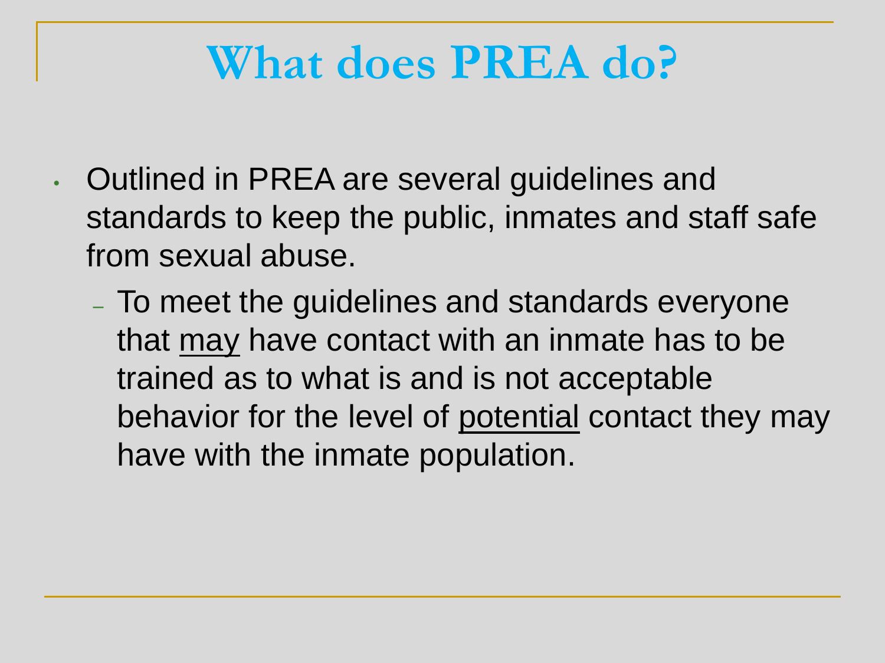# What does PREA do?

- Outlined in PREA are several guidelines and standards to keep the public, inmates and staff safe from sexual abuse.
  - To meet the guidelines and standards everyone that <u>may</u> have contact with an inmate has to be trained as to what is and is not acceptable behavior for the level of <u>potential</u> contact they may have with the inmate population.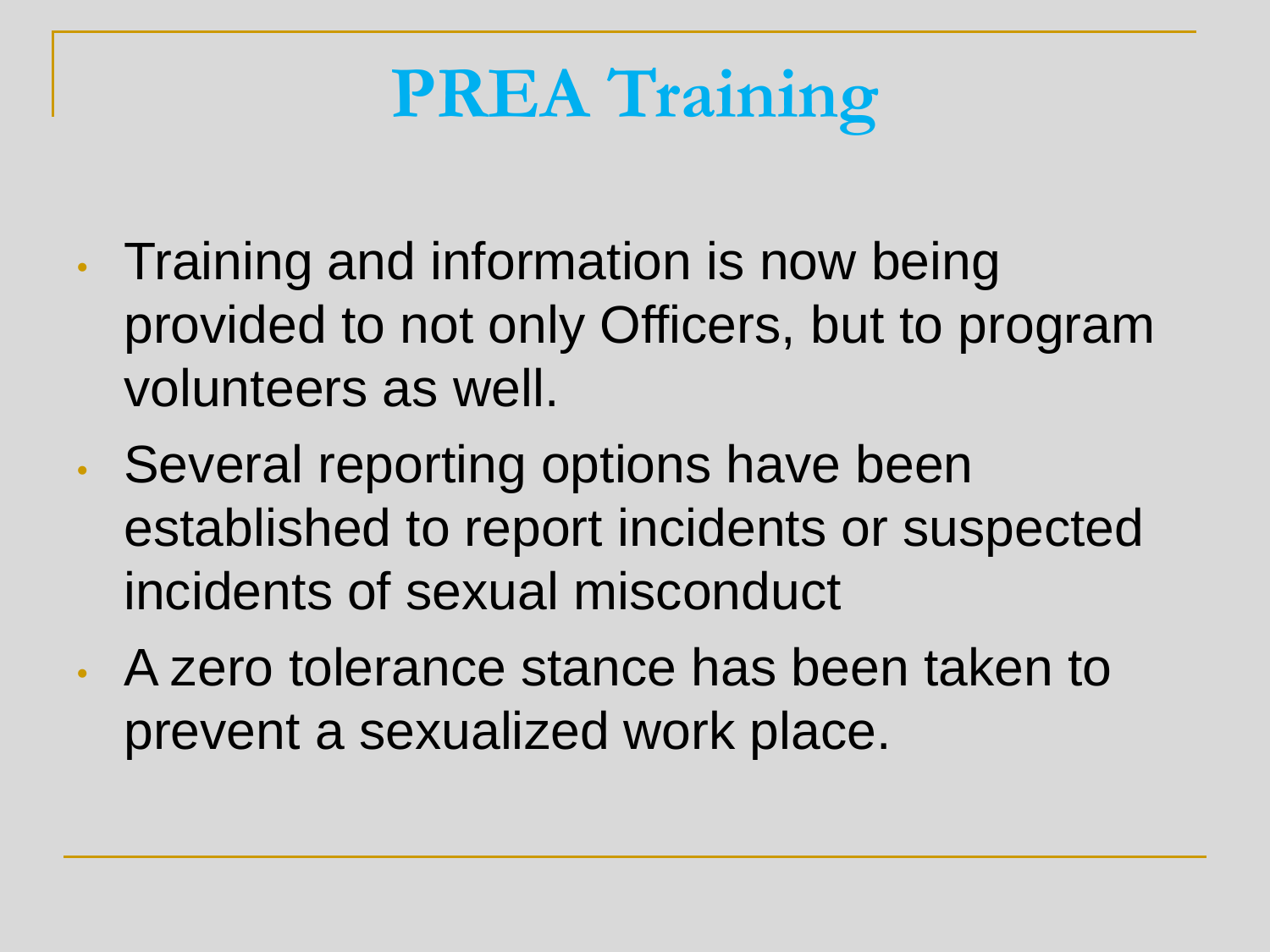# PREA Training

- Training and information is now being provided to not only Officers, but to program volunteers as well.
- Several reporting options have been established to report incidents or suspected incidents of sexual misconduct
- A zero tolerance stance has been taken to prevent a sexualized work place.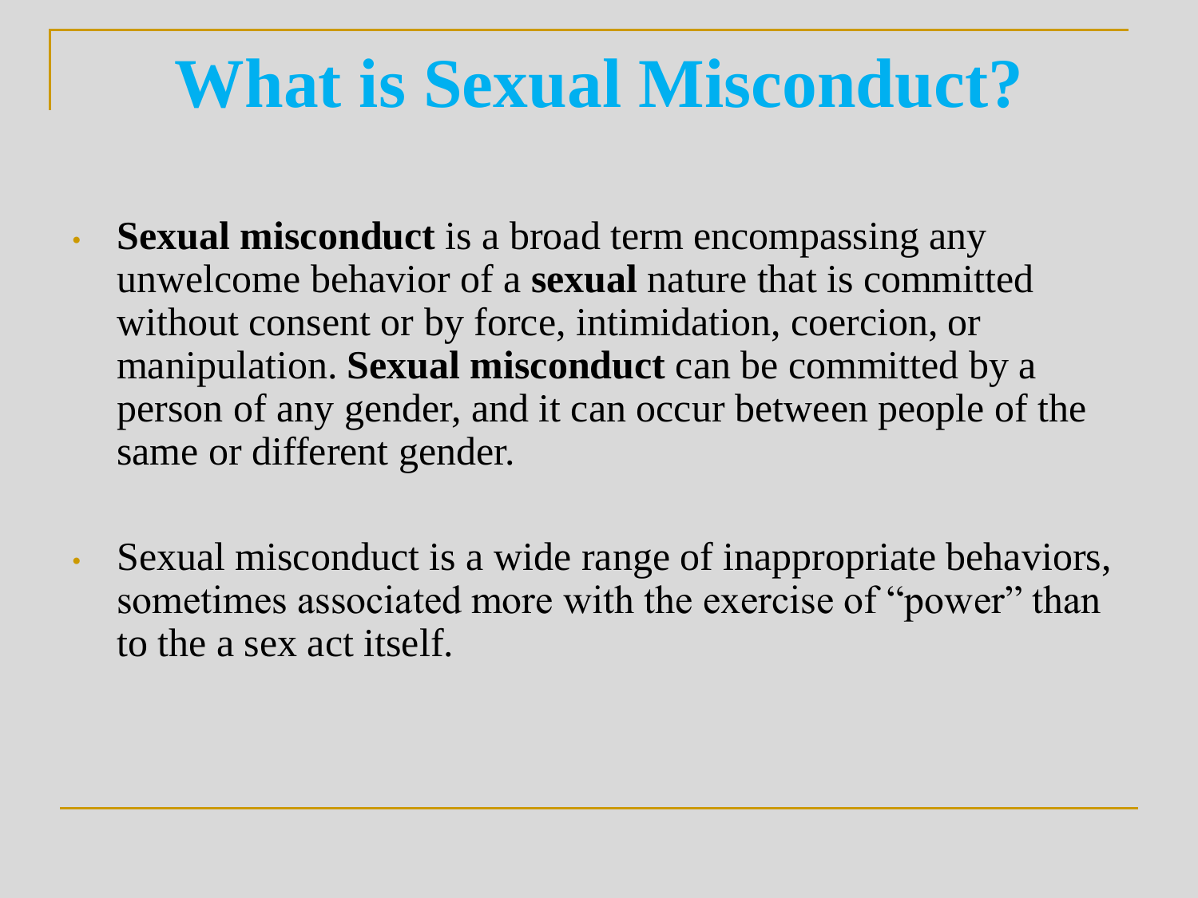# What is Sexual Misconduct?

- **Sexual misconduct** is a broad term encompassing any unwelcome behavior of a **sexual** nature that is committed without consent or by force, intimidation, coercion, or manipulation. **Sexual misconduct** can be committed by a person of any gender, and it can occur between people of the same or different gender.

- Sexual misconduct is a wide range of inappropriate behaviors, sometimes associated more with the exercise of "power" than to the a sex act itself.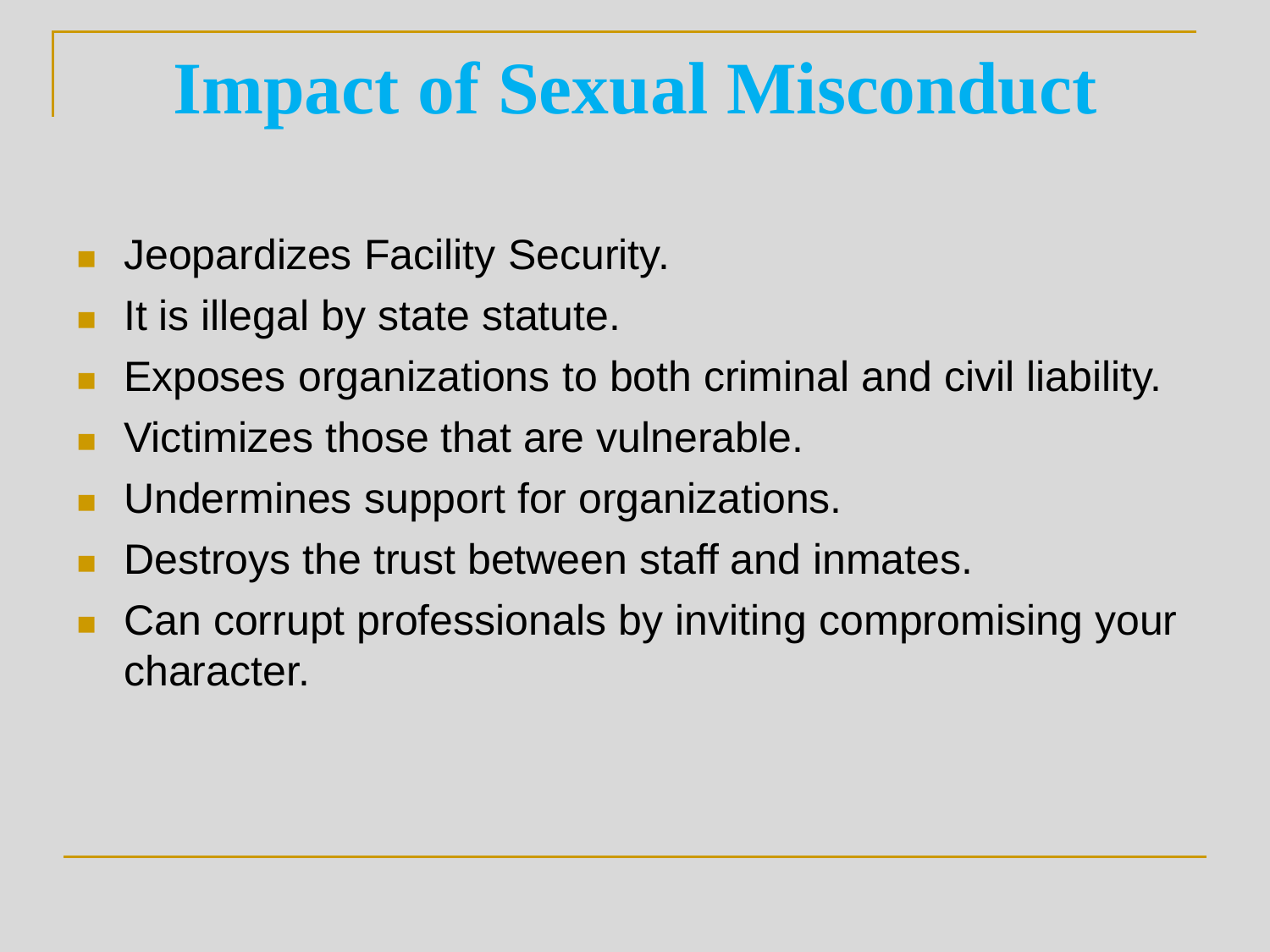# Impact of Sexual Misconduct

- Jeopardizes Facility Security.
- It is illegal by state statute.
- Exposes organizations to both criminal and civil liability.
- Victimizes those that are vulnerable.
- Undermines support for organizations.
- Destroys the trust between staff and inmates.
- Can corrupt professionals by inviting compromising your character.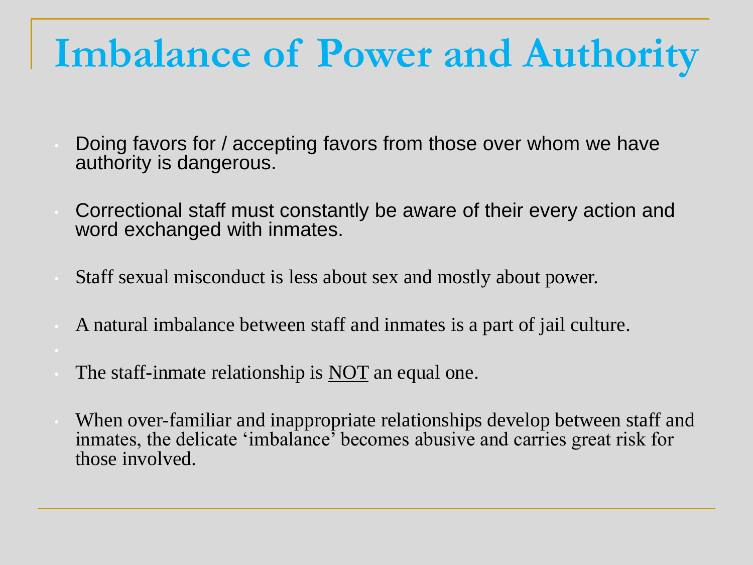# Imbalance of Power and Authority

- Doing favors for / accepting favors from those over whom we have authority is dangerous.
- Correctional staff must constantly be aware of their every action and word exchanged with inmates.
- Staff sexual misconduct is less about sex and mostly about power.
- A natural imbalance between staff and inmates is a part of jail culture.
- The staff-inmate relationship is <u>NOT</u> an equal one.
- When over-familiar and inappropriate relationships develop between staff and inmates, the delicate 'imbalance' becomes abusive and carries great risk for those involved.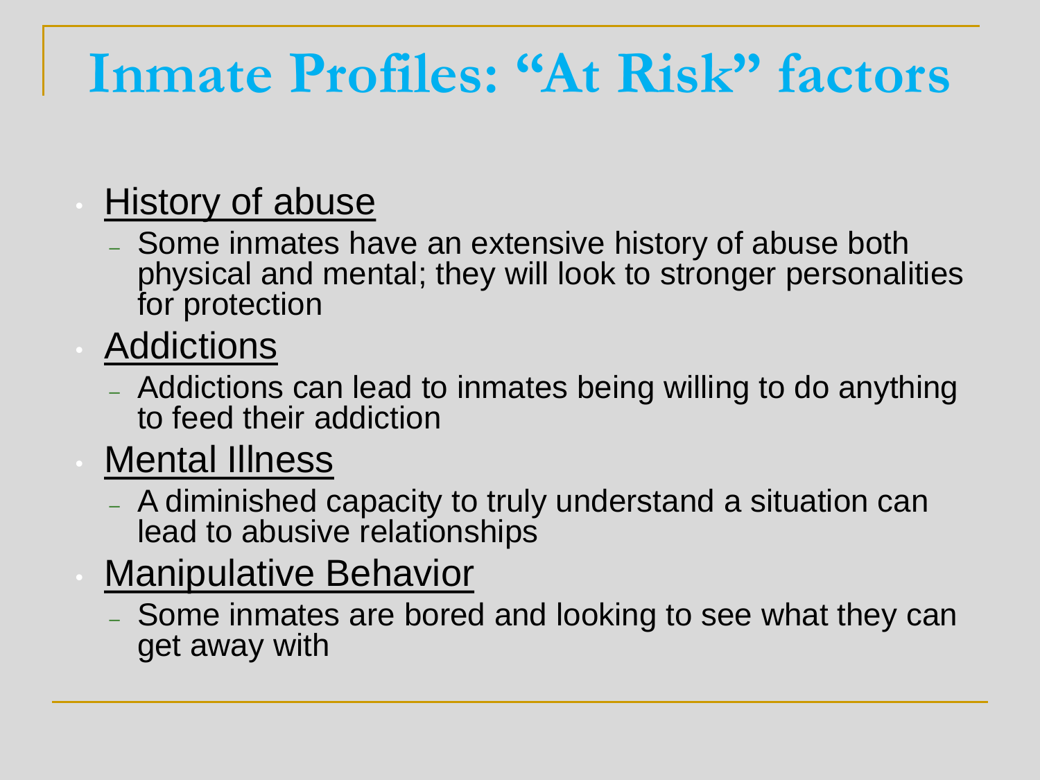# Inmate Profiles: "At Risk" factors

- History of abuse
  - Some inmates have an extensive history of abuse both physical and mental; they will look to stronger personalities for protection
- Addictions
  - Addictions can lead to inmates being willing to do anything to feed their addiction
- Mental Illness
  - A diminished capacity to truly understand a situation can lead to abusive relationships
- Manipulative Behavior
  - Some inmates are bored and looking to see what they can get away with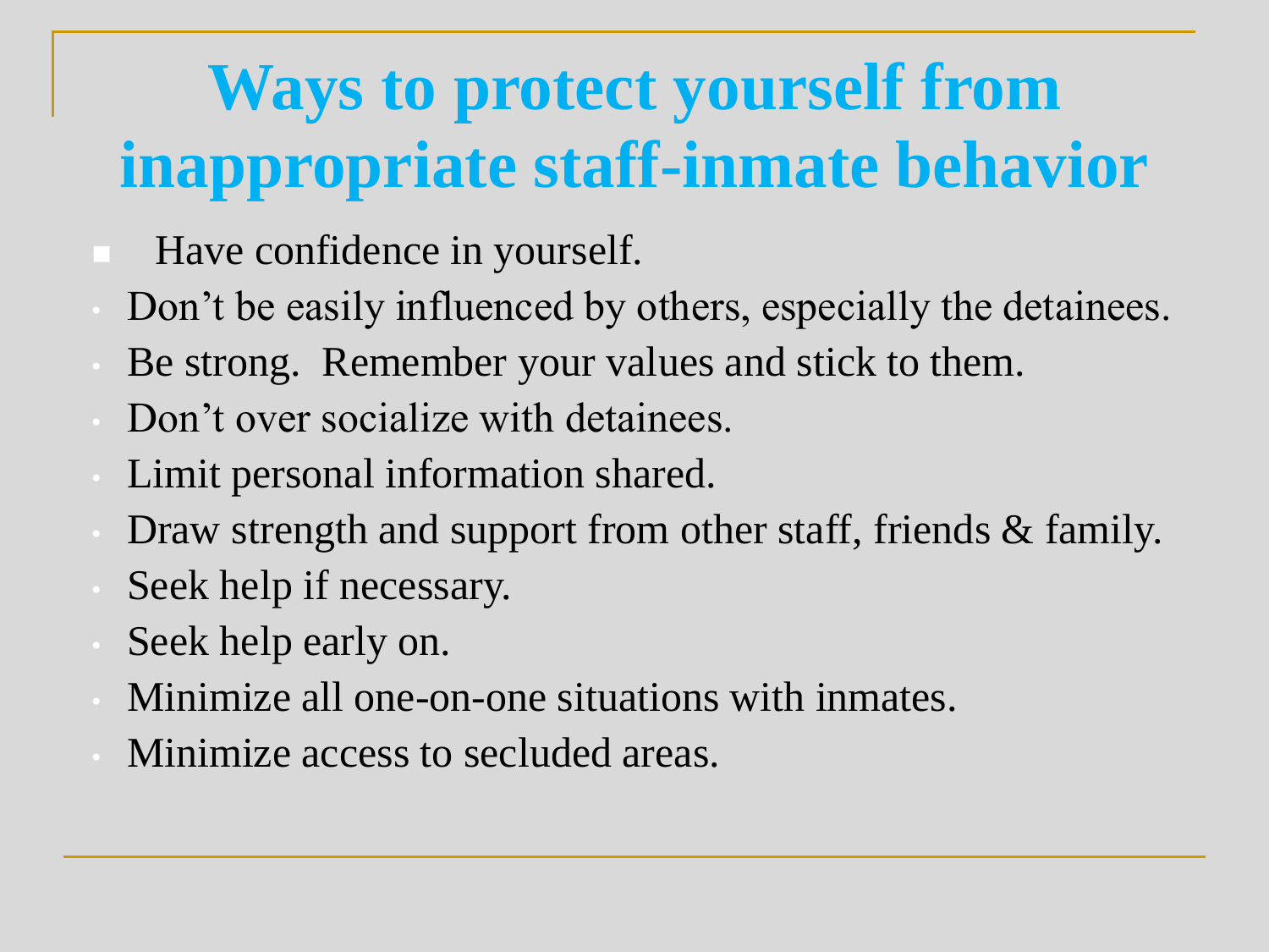# Ways to protect yourself from inappropriate staff-inmate behavior

- Have confidence in yourself.
- Don’t be easily influenced by others, especially the detainees.
- Be strong.  Remember your values and stick to them.
- Don’t over socialize with detainees.
- Limit personal information shared.
- Draw strength and support from other staff, friends & family.
- Seek help if necessary.
- Seek help early on.
- Minimize all one-on-one situations with inmates.
- Minimize access to secluded areas.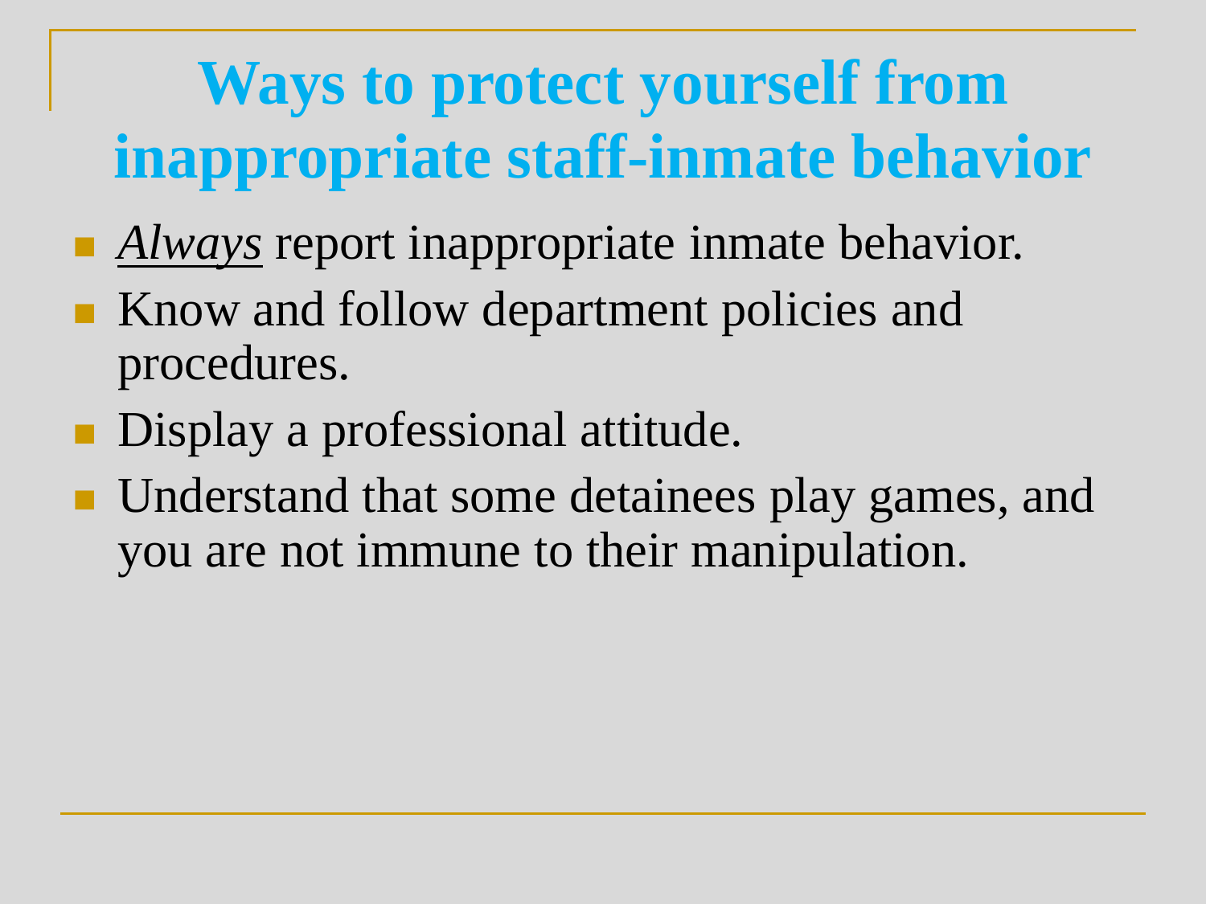# Ways to protect yourself from inappropriate staff-inmate behavior

- *<u>Always</u>* report inappropriate inmate behavior.
- Know and follow department policies and procedures.
- Display a professional attitude.
- Understand that some detainees play games, and you are not immune to their manipulation.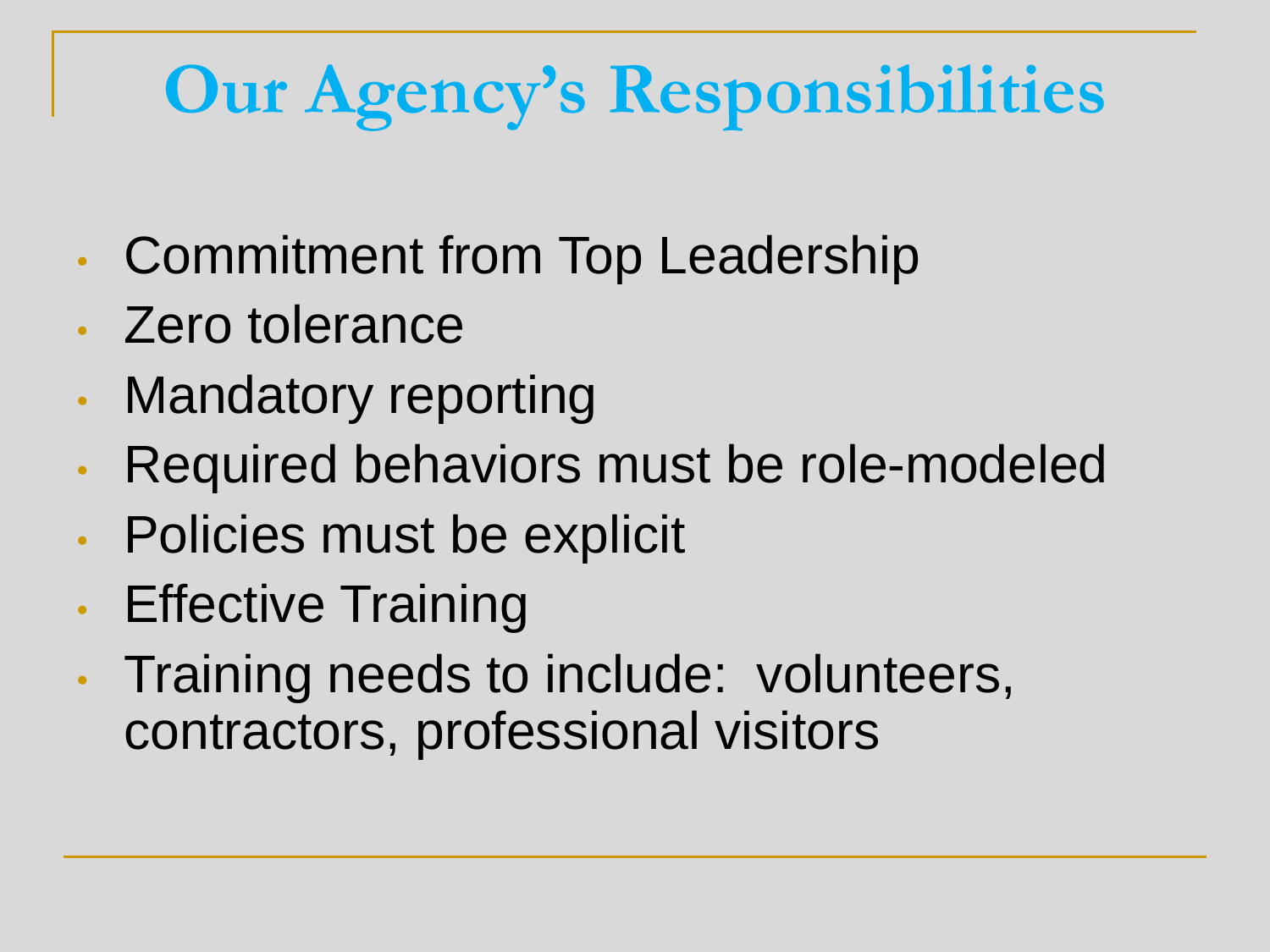# Our Agency's Responsibilities

- Commitment from Top Leadership
- Zero tolerance
- Mandatory reporting
- Required behaviors must be role-modeled
- Policies must be explicit
- Effective Training
- Training needs to include:  volunteers, contractors, professional visitors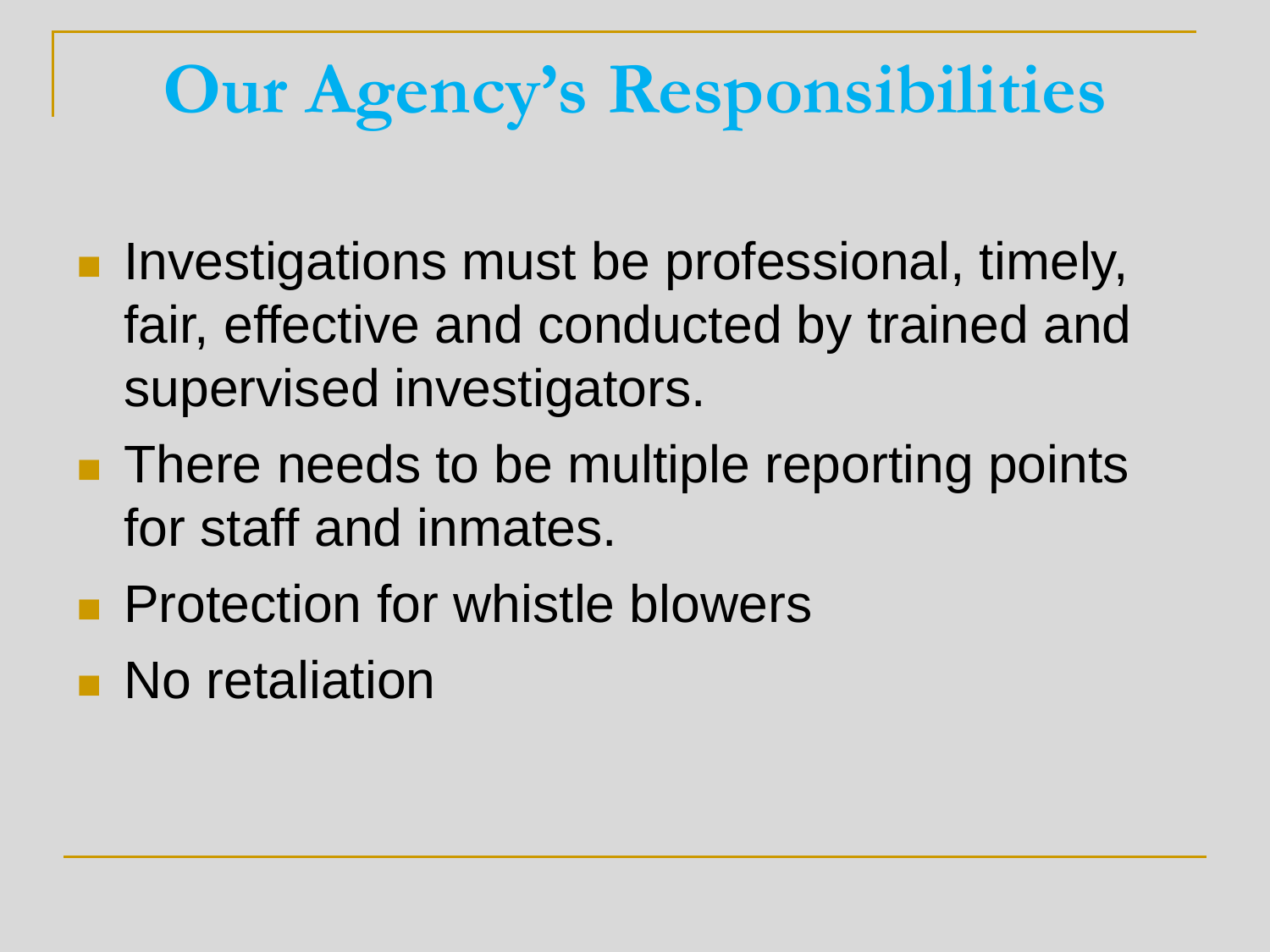# Our Agency's Responsibilities

- Investigations must be professional, timely, fair, effective and conducted by trained and supervised investigators.
- There needs to be multiple reporting points for staff and inmates.
- Protection for whistle blowers
- No retaliation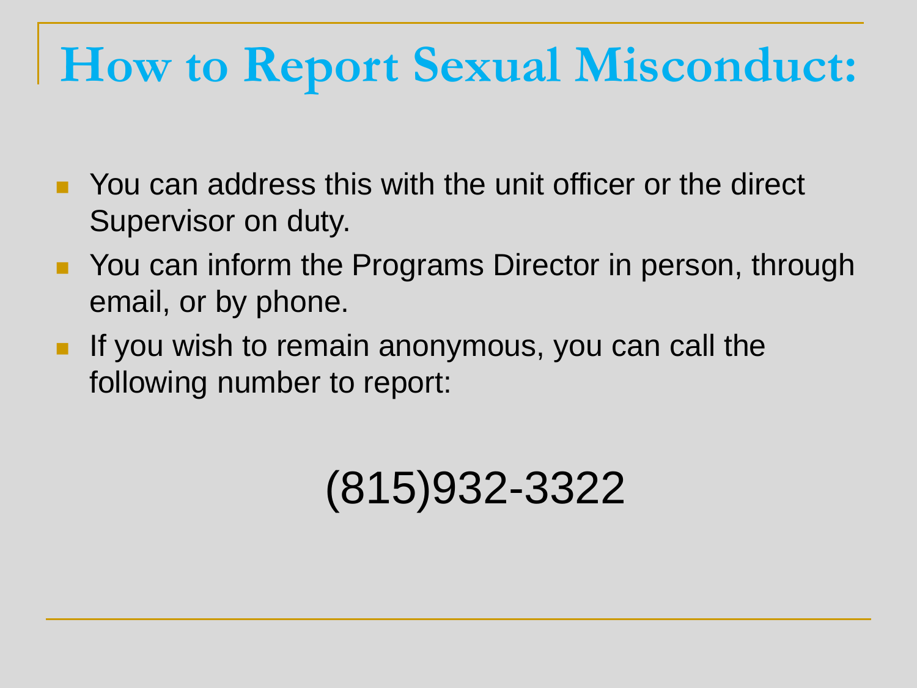# How to Report Sexual Misconduct:

- You can address this with the unit officer or the direct Supervisor on duty.
- You can inform the Programs Director in person, through email, or by phone.
- If you wish to remain anonymous, you can call the following number to report:

(815)932-3322